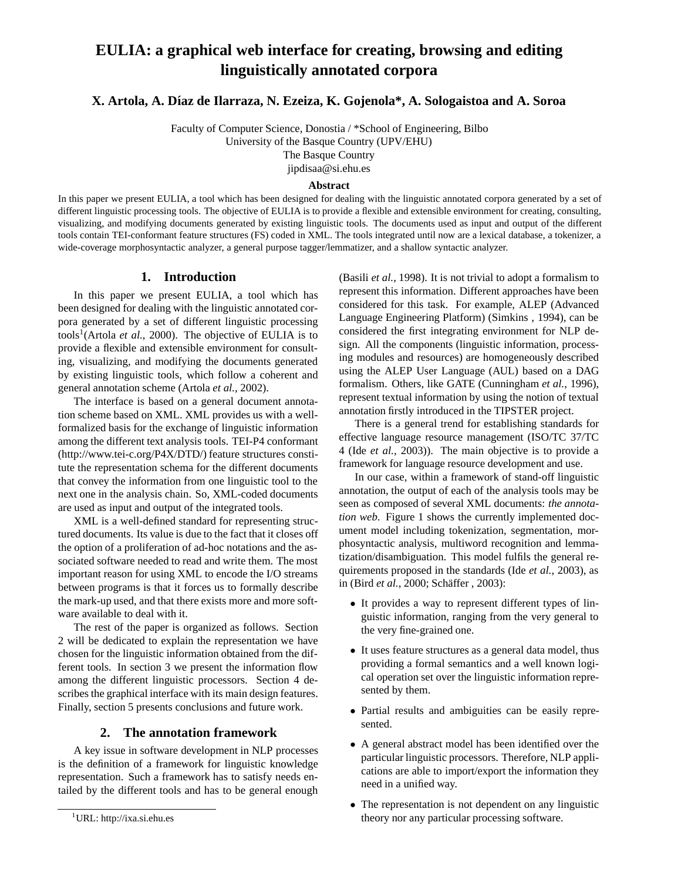# EULIA: a graphical web interface for creating, browsing and editing linguistically annotated corpora

**X. Artola, A. Díaz de Ilarraza, N. Ezeiza, K. Gojenola*, A. Sologaistoa and A. Soroa**

Faculty of Computer Science, Donostia / *School of Engineering, Bilbo
University of the Basque Country (UPV/EHU)
The Basque Country
jipdisaa@si.ehu.es

**Abstract**

In this paper we present EULIA, a tool which has been designed for dealing with the linguistic annotated corpora generated by a set of different linguistic processing tools. The objective of EULIA is to provide a flexible and extensible environment for creating, consulting, visualizing, and modifying documents generated by existing linguistic tools. The documents used as input and output of the different tools contain TEI-conformant feature structures (FS) coded in XML. The tools integrated until now are a lexical database, a tokenizer, a wide-coverage morphosyntactic analyzer, a general purpose tagger/lemmatizer, and a shallow syntactic analyzer.

## 1. Introduction

In this paper we present EULIA, a tool which has been designed for dealing with the linguistic annotated corpora generated by a set of different linguistic processing tools[1](Artola *et al.*, 2000). The objective of EULIA is to provide a flexible and extensible environment for consulting, visualizing, and modifying the documents generated by existing linguistic tools, which follow a coherent and general annotation scheme (Artola *et al.*, 2002).

The interface is based on a general document annotation scheme based on XML. XML provides us with a well-formalized basis for the exchange of linguistic information among the different text analysis tools. TEI-P4 conformant (http://www.tei-c.org/P4X/DTD/) feature structures constitute the representation schema for the different documents that convey the information from one linguistic tool to the next one in the analysis chain. So, XML-coded documents are used as input and output of the integrated tools.

XML is a well-defined standard for representing structured documents. Its value is due to the fact that it closes off the option of a proliferation of ad-hoc notations and the associated software needed to read and write them. The most important reason for using XML to encode the I/O streams between programs is that it forces us to formally describe the mark-up used, and that there exists more and more software available to deal with it.

The rest of the paper is organized as follows. Section 2 will be dedicated to explain the representation we have chosen for the linguistic information obtained from the different tools. In section 3 we present the information flow among the different linguistic processors. Section 4 describes the graphical interface with its main design features. Finally, section 5 presents conclusions and future work.

## 2. The annotation framework

A key issue in software development in NLP processes is the definition of a framework for linguistic knowledge representation. Such a framework has to satisfy needs entailed by the different tools and has to be general enough (Basili *et al.*, 1998). It is not trivial to adopt a formalism to represent this information. Different approaches have been considered for this task. For example, ALEP (Advanced Language Engineering Platform) (Simkins , 1994), can be considered the first integrating environment for NLP design. All the components (linguistic information, processing modules and resources) are homogeneously described using the ALEP User Language (AUL) based on a DAG formalism. Others, like GATE (Cunningham *et al.*, 1996), represent textual information by using the notion of textual annotation firstly introduced in the TIPSTER project.

There is a general trend for establishing standards for effective language resource management (ISO/TC 37/TC 4 (Ide *et al.*, 2003)). The main objective is to provide a framework for language resource development and use.

In our case, within a framework of stand-off linguistic annotation, the output of each of the analysis tools may be seen as composed of several XML documents: *the annotation web*. Figure 1 shows the currently implemented document model including tokenization, segmentation, morphosyntactic analysis, multiword recognition and lemmatization/disambiguation. This model fulfils the general requirements proposed in the standards (Ide *et al.*, 2003), as in (Bird *et al.*, 2000; Schäffer , 2003):

- It provides a way to represent different types of linguistic information, ranging from the very general to the very fine-grained one.
- It uses feature structures as a general data model, thus providing a formal semantics and a well known logical operation set over the linguistic information represented by them.
- Partial results and ambiguities can be easily represented.
- A general abstract model has been identified over the particular linguistic processors. Therefore, NLP applications are able to import/export the information they need in a unified way.
- The representation is not dependent on any linguistic theory nor any particular processing software.

[1]URL: http://ixa.si.ehu.es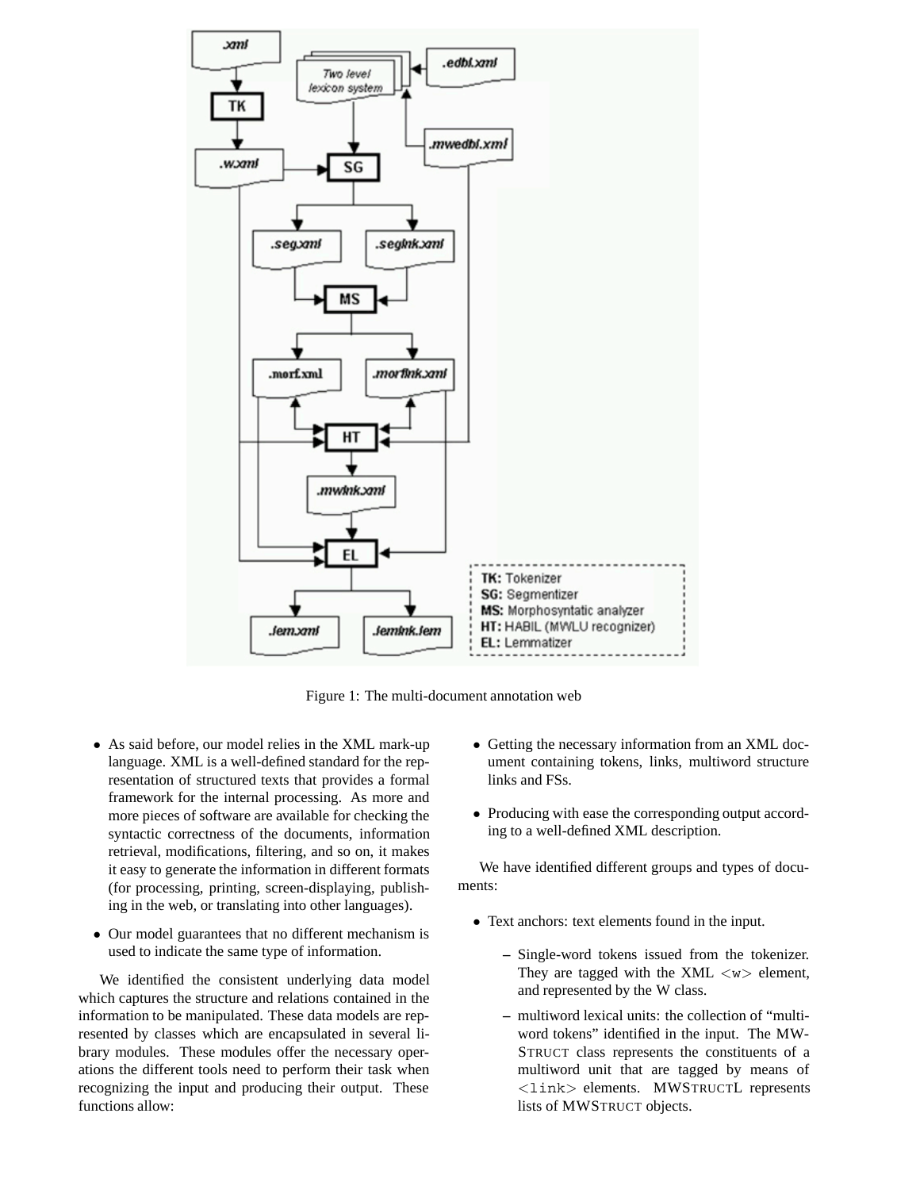Figure 1: The multi-document annotation web

- As said before, our model relies in the XML mark-up language. XML is a well-defined standard for the representation of structured texts that provides a formal framework for the internal processing. As more and more pieces of software are available for checking the syntactic correctness of the documents, information retrieval, modifications, filtering, and so on, it makes it easy to generate the information in different formats (for processing, printing, screen-displaying, publishing in the web, or translating into other languages).
- Our model guarantees that no different mechanism is used to indicate the same type of information.

We identified the consistent underlying data model which captures the structure and relations contained in the information to be manipulated. These data models are represented by classes which are encapsulated in several library modules. These modules offer the necessary operations the different tools need to perform their task when recognizing the input and producing their output. These functions allow:

- Getting the necessary information from an XML document containing tokens, links, multiword structure links and FSs.
- Producing with ease the corresponding output according to a well-defined XML description.

We have identified different groups and types of documents:

- Text anchors: text elements found in the input.
  - Single-word tokens issued from the tokenizer. They are tagged with the XML <w> element, and represented by the W class.
  - multiword lexical units: the collection of "multiword tokens" identified in the input. The MWSTRUCT class represents the constituents of a multiword unit that are tagged by means of <link> elements. MWSTRUCTL represents lists of MWSTRUCT objects.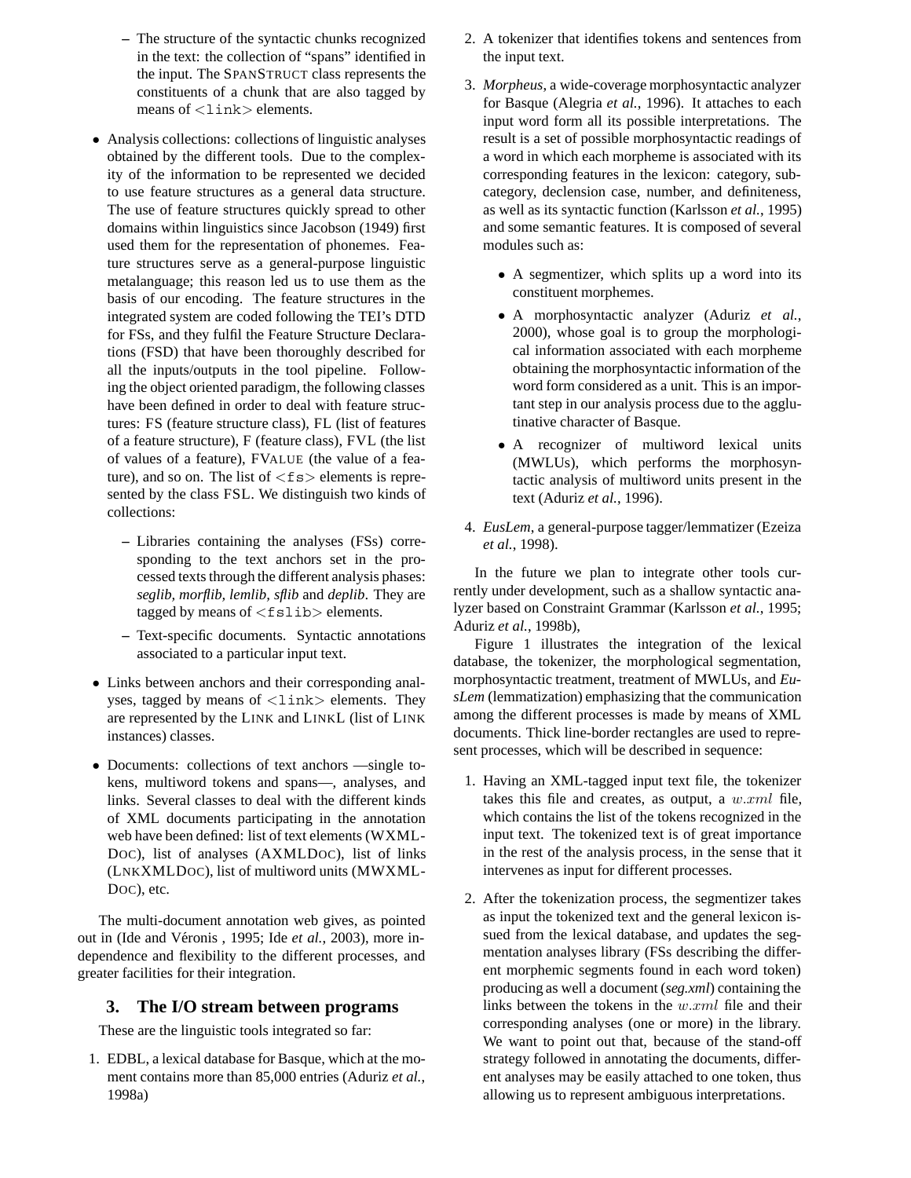- The structure of the syntactic chunks recognized in the text: the collection of "spans" identified in the input. The SPANSTRUCT class represents the constituents of a chunk that are also tagged by means of `<link>` elements.

- Analysis collections: collections of linguistic analyses obtained by the different tools. Due to the complexity of the information to be represented we decided to use feature structures as a general data structure. The use of feature structures quickly spread to other domains within linguistics since Jacobson (1949) first used them for the representation of phonemes. Feature structures serve as a general-purpose linguistic metalanguage; this reason led us to use them as the basis of our encoding. The feature structures in the integrated system are coded following the TEI's DTD for FSs, and they fulfil the Feature Structure Declarations (FSD) that have been thoroughly described for all the inputs/outputs in the tool pipeline. Following the object oriented paradigm, the following classes have been defined in order to deal with feature structures: FS (feature structure class), FL (list of features of a feature structure), F (feature class), FVL (the list of values of a feature), FVALUE (the value of a feature), and so on. The list of `<fs>` elements is represented by the class FSL. We distinguish two kinds of collections:
  - Libraries containing the analyses (FSs) corresponding to the text anchors set in the processed texts through the different analysis phases: *seglib, morflib, lemlib, sflib* and *deplib*. They are tagged by means of `<fslib>` elements.
  - Text-specific documents. Syntactic annotations associated to a particular input text.

- Links between anchors and their corresponding analyses, tagged by means of `<link>` elements. They are represented by the LINK and LINKL (list of LINK instances) classes.

- Documents: collections of text anchors —single tokens, multiword tokens and spans—, analyses, and links. Several classes to deal with the different kinds of XML documents participating in the annotation web have been defined: list of text elements (WXMLDOC), list of analyses (AXMLDOC), list of links (LNKXMLDOC), list of multiword units (MWXMLDOC), etc.

The multi-document annotation web gives, as pointed out in (Ide and Véronis , 1995; Ide *et al.*, 2003), more independence and flexibility to the different processes, and greater facilities for their integration.

## 3. The I/O stream between programs

These are the linguistic tools integrated so far:

1. EDBL, a lexical database for Basque, which at the moment contains more than 85,000 entries (Aduriz *et al.*, 1998a)
2. A tokenizer that identifies tokens and sentences from the input text.
3. *Morpheus*, a wide-coverage morphosyntactic analyzer for Basque (Alegria *et al.*, 1996). It attaches to each input word form all its possible interpretations. The result is a set of possible morphosyntactic readings of a word in which each morpheme is associated with its corresponding features in the lexicon: category, subcategory, declension case, number, and definiteness, as well as its syntactic function (Karlsson *et al.*, 1995) and some semantic features. It is composed of several modules such as:
   - A segmentizer, which splits up a word into its constituent morphemes.
   - A morphosyntactic analyzer (Aduriz *et al.*, 2000), whose goal is to group the morphological information associated with each morpheme obtaining the morphosyntactic information of the word form considered as a unit. This is an important step in our analysis process due to the agglutinative character of Basque.
   - A recognizer of multiword lexical units (MWLUs), which performs the morphosyntactic analysis of multiword units present in the text (Aduriz *et al.*, 1996).
4. *EusLem*, a general-purpose tagger/lemmatizer (Ezeiza *et al.*, 1998).

In the future we plan to integrate other tools currently under development, such as a shallow syntactic analyzer based on Constraint Grammar (Karlsson *et al.*, 1995; Aduriz *et al.*, 1998b),

Figure 1 illustrates the integration of the lexical database, the tokenizer, the morphological segmentation, morphosyntactic treatment, treatment of MWLUs, and *EusLem* (lemmatization) emphasizing that the communication among the different processes is made by means of XML documents. Thick line-border rectangles are used to represent processes, which will be described in sequence:

1. Having an XML-tagged input text file, the tokenizer takes this file and creates, as output, a $w.xml$ file, which contains the list of the tokens recognized in the input text. The tokenized text is of great importance in the rest of the analysis process, in the sense that it intervenes as input for different processes.
2. After the tokenization process, the segmentizer takes as input the tokenized text and the general lexicon issued from the lexical database, and updates the segmentation analyses library (FSs describing the different morphemic segments found in each word token) producing as well a document (*seg.xml*) containing the links between the tokens in the $w.xml$ file and their corresponding analyses (one or more) in the library. We want to point out that, because of the stand-off strategy followed in annotating the documents, different analyses may be easily attached to one token, thus allowing us to represent ambiguous interpretations.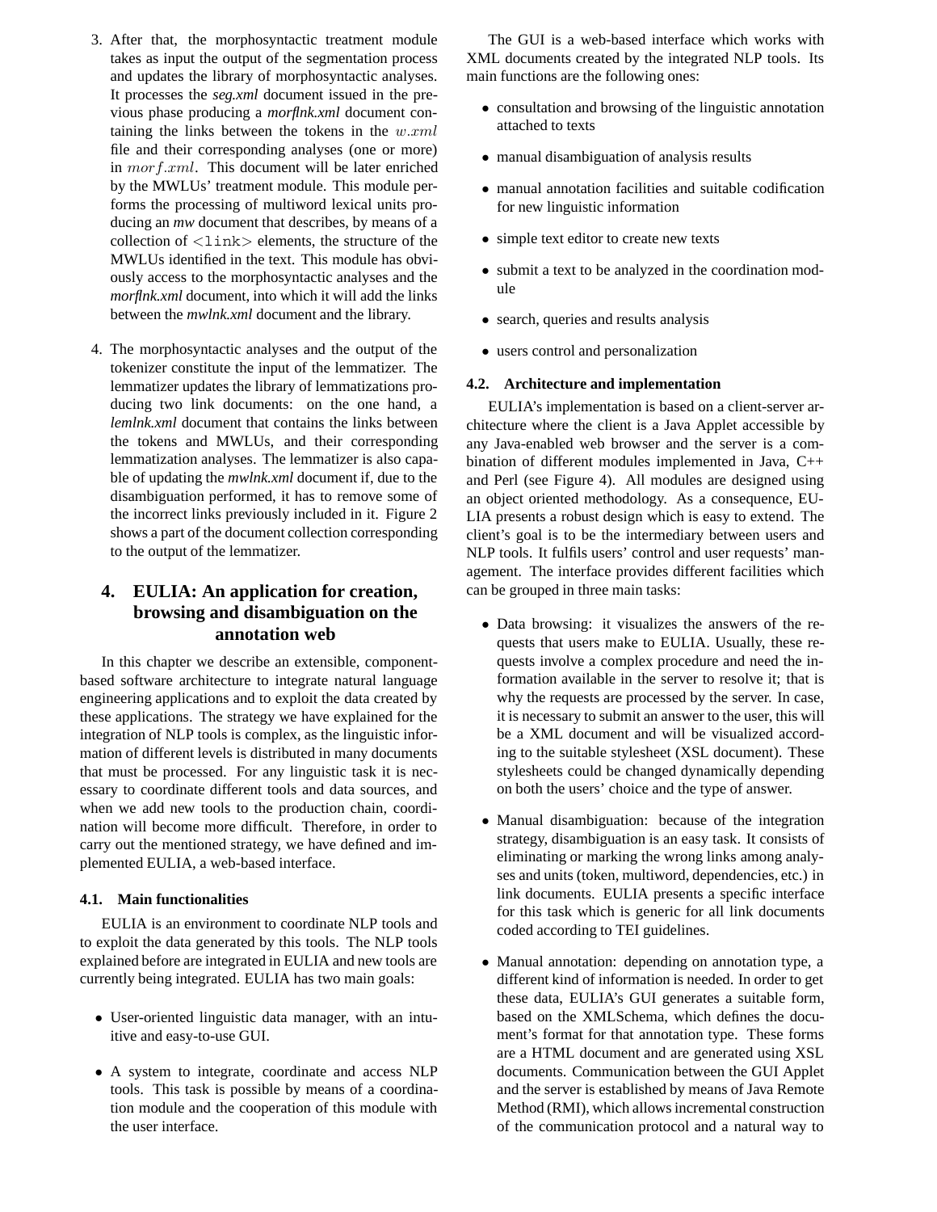3. After that, the morphosyntactic treatment module takes as input the output of the segmentation process and updates the library of morphosyntactic analyses. It processes the *seg.xml* document issued in the previous phase producing a *morflnk.xml* document containing the links between the tokens in the $w.xml$ file and their corresponding analyses (one or more) in $morf.xml$. This document will be later enriched by the MWLUs' treatment module. This module performs the processing of multiword lexical units producing an *mw* document that describes, by means of a collection of <link> elements, the structure of the MWLUs identified in the text. This module has obviously access to the morphosyntactic analyses and the *morflnk.xml* document, into which it will add the links between the *mwlnk.xml* document and the library.

4. The morphosyntactic analyses and the output of the tokenizer constitute the input of the lemmatizer. The lemmatizer updates the library of lemmatizations producing two link documents: on the one hand, a *lemlnk.xml* document that contains the links between the tokens and MWLUs, and their corresponding lemmatization analyses. The lemmatizer is also capable of updating the *mwlnk.xml* document if, due to the disambiguation performed, it has to remove some of the incorrect links previously included in it. Figure 2 shows a part of the document collection corresponding to the output of the lemmatizer.

# 4. EULIA: An application for creation, browsing and disambiguation on the annotation web

In this chapter we describe an extensible, component-based software architecture to integrate natural language engineering applications and to exploit the data created by these applications. The strategy we have explained for the integration of NLP tools is complex, as the linguistic information of different levels is distributed in many documents that must be processed. For any linguistic task it is necessary to coordinate different tools and data sources, and when we add new tools to the production chain, coordination will become more difficult. Therefore, in order to carry out the mentioned strategy, we have defined and implemented EULIA, a web-based interface.

## 4.1. Main functionalities

EULIA is an environment to coordinate NLP tools and to exploit the data generated by this tools. The NLP tools explained before are integrated in EULIA and new tools are currently being integrated. EULIA has two main goals:

- User-oriented linguistic data manager, with an intuitive and easy-to-use GUI.
- A system to integrate, coordinate and access NLP tools. This task is possible by means of a coordination module and the cooperation of this module with the user interface.

The GUI is a web-based interface which works with XML documents created by the integrated NLP tools. Its main functions are the following ones:

- consultation and browsing of the linguistic annotation attached to texts
- manual disambiguation of analysis results
- manual annotation facilities and suitable codification for new linguistic information
- simple text editor to create new texts
- submit a text to be analyzed in the coordination module
- search, queries and results analysis
- users control and personalization

## 4.2. Architecture and implementation

EULIA's implementation is based on a client-server architecture where the client is a Java Applet accessible by any Java-enabled web browser and the server is a combination of different modules implemented in Java, C++ and Perl (see Figure 4). All modules are designed using an object oriented methodology. As a consequence, EULIA presents a robust design which is easy to extend. The client's goal is to be the intermediary between users and NLP tools. It fulfils users' control and user requests' management. The interface provides different facilities which can be grouped in three main tasks:

- Data browsing: it visualizes the answers of the requests that users make to EULIA. Usually, these requests involve a complex procedure and need the information available in the server to resolve it; that is why the requests are processed by the server. In case, it is necessary to submit an answer to the user, this will be a XML document and will be visualized according to the suitable stylesheet (XSL document). These stylesheets could be changed dynamically depending on both the users' choice and the type of answer.
- Manual disambiguation: because of the integration strategy, disambiguation is an easy task. It consists of eliminating or marking the wrong links among analyses and units (token, multiword, dependencies, etc.) in link documents. EULIA presents a specific interface for this task which is generic for all link documents coded according to TEI guidelines.
- Manual annotation: depending on annotation type, a different kind of information is needed. In order to get these data, EULIA's GUI generates a suitable form, based on the XMLSchema, which defines the document's format for that annotation type. These forms are a HTML document and are generated using XSL documents. Communication between the GUI Applet and the server is established by means of Java Remote Method (RMI), which allows incremental construction of the communication protocol and a natural way to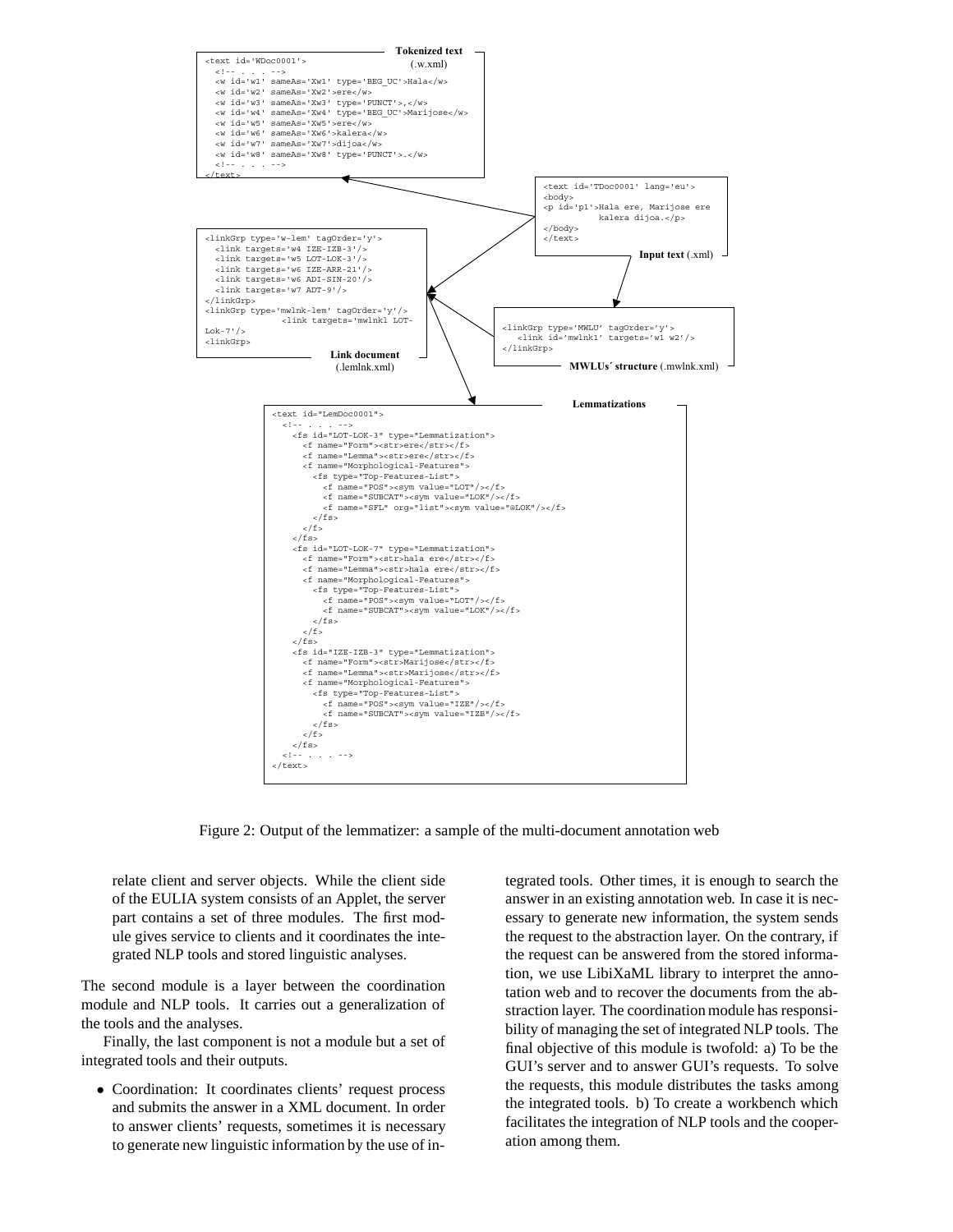**Tokenized text** (.w.xml)

```
<text id='WDoc0001'>
  <!-- . . . -->
  <w id='w1' sameAs='Xw1' type='BEG_UC'>Hala</w>
  <w id='w2' sameAs='Xw2'>ere</w>
  <w id='w3' sameAs='Xw3' type='PUNCT'>,</w>
  <w id='w4' sameAs='Xw4' type='BEG_UC'>Marijose</w>
  <w id='w5' sameAs='Xw5'>ere</w>
  <w id='w6' sameAs='Xw6'>kalera</w>
  <w id='w7' sameAs='Xw7'>dijoa</w>
  <w id='w8' sameAs='Xw8' type='PUNCT'>.</w>
  <!-- . . . -->
</text>
```

**Input text** (.xml)

```
<text id='TDoc0001' lang='eu'>
<body>
<p id='p1'>Hala ere, Marijose ere
         kalera dijoa.</p>
</body>
</text>
```

**Link document** (.lemlnk.xml)

```
<linkGrp type='w-lem' tagOrder='y'>
  <link targets='w4 IZE-IZB-3'/>
  <link targets='w5 LOT-LOK-3'/>
  <link targets='w6 IZE-ARR-21'/>
  <link targets='w6 ADI-SIN-20'/>
  <link targets='w7 ADT-9'/>
</linkGrp>
<linkGrp type='mwlnk-lem' tagOrder='y'/>
              <link targets='mwlnk1 LOT-
Lok-7'/>
<linkGrp>
```

**MWLUs´ structure** (.mwlnk.xml)

```
<linkGrp type='MWLU' tagOrder='y'>
   <link id='mwlnk1' targets='w1 w2'/>
</linkGrp>
```

**Lemmatizations**

```
<text id="LemDoc0001">
  <!-- . . . -->
    <fs id="LOT-LOK-3" type="Lemmatization">
      <f name="Form"><str>ere</str></f>
      <f name="Lemma"><str>ere</str></f>
      <f name="Morphological-Features">
        <fs type="Top-Features-List">
          <f name="POS"><sym value="LOT"/></f>
          <f name="SUBCAT"><sym value="LOK"/></f>
          <f name="SFL" org="list"><sym value="@LOK"/></f>
        </fs>
      </f>
    </fs>
    <fs id="LOT-LOK-7" type="Lemmatization">
      <f name="Form"><str>hala ere</str></f>
      <f name="Lemma"><str>hala ere</str></f>
      <f name="Morphological-Features">
        <fs type="Top-Features-List">
          <f name="POS"><sym value="LOT"/></f>
          <f name="SUBCAT"><sym value="LOK"/></f>
        </fs>
      </f>
    </fs>
    <fs id="IZE-IZB-3" type="Lemmatization">
      <f name="Form"><str>Marijose</str></f>
      <f name="Lemma"><str>Marijose</str></f>
      <f name="Morphological-Features">
        <fs type="Top-Features-List">
          <f name="POS"><sym value="IZE"/></f>
          <f name="SUBCAT"><sym value="IZB"/></f>
        </fs>
      </f>
    </fs>
  <!-- . . . -->
</text>
```

Figure 2: Output of the lemmatizer: a sample of the multi-document annotation web

relate client and server objects. While the client side of the EULIA system consists of an Applet, the server part contains a set of three modules. The first module gives service to clients and it coordinates the integrated NLP tools and stored linguistic analyses.

The second module is a layer between the coordination module and NLP tools. It carries out a generalization of the tools and the analyses.

Finally, the last component is not a module but a set of integrated tools and their outputs.

- Coordination: It coordinates clients' request process and submits the answer in a XML document. In order to answer clients' requests, sometimes it is necessary to generate new linguistic information by the use of integrated tools. Other times, it is enough to search the answer in an existing annotation web. In case it is necessary to generate new information, the system sends the request to the abstraction layer. On the contrary, if the request can be answered from the stored information, we use LibiXaML library to interpret the annotation web and to recover the documents from the abstraction layer. The coordination module has responsibility of managing the set of integrated NLP tools. The final objective of this module is twofold: a) To be the GUI's server and to answer GUI's requests. To solve the requests, this module distributes the tasks among the integrated tools. b) To create a workbench which facilitates the integration of NLP tools and the cooperation among them.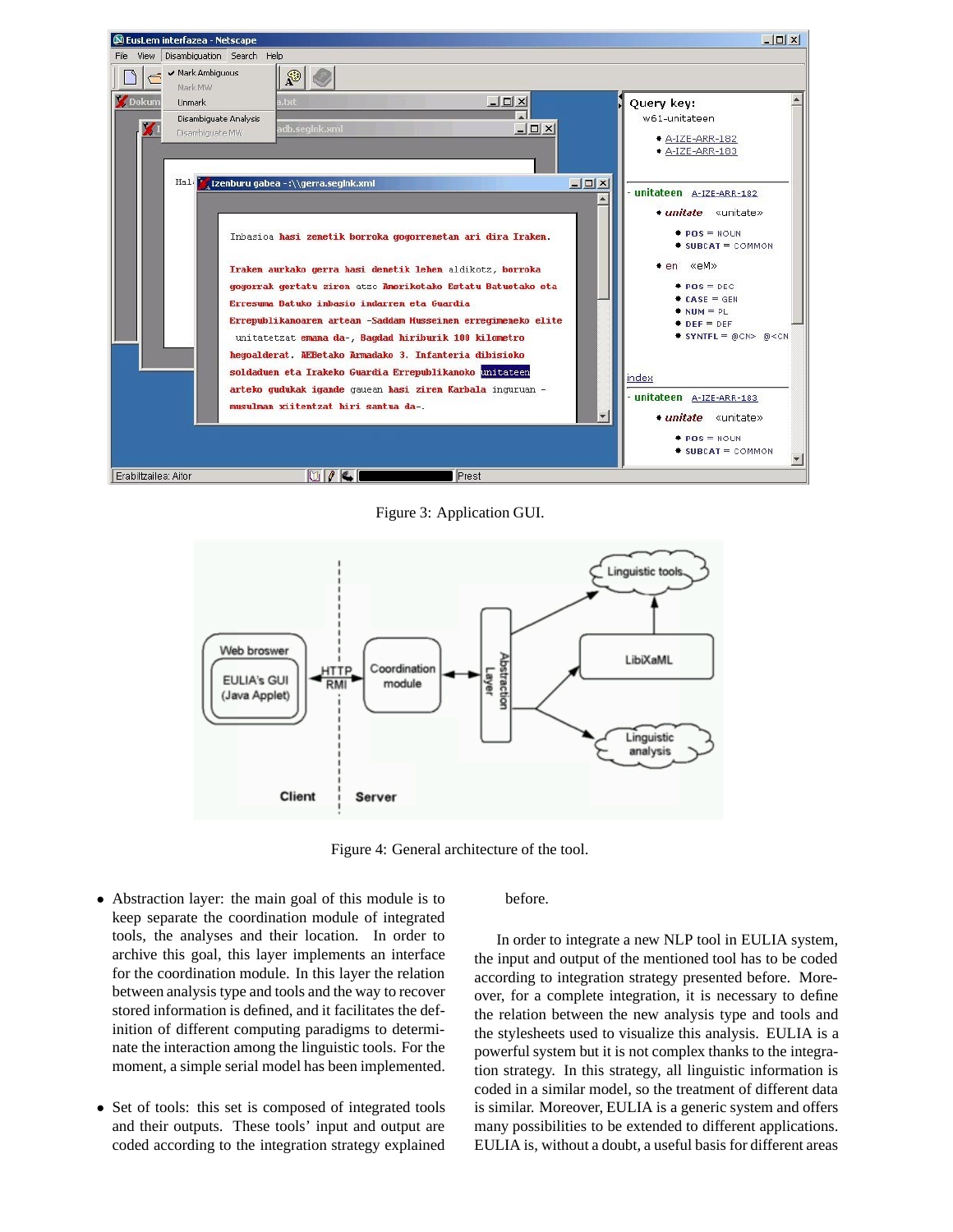Figure 3: Application GUI.

Figure 4: General architecture of the tool.

- Abstraction layer: the main goal of this module is to keep separate the coordination module of integrated tools, the analyses and their location. In order to archive this goal, this layer implements an interface for the coordination module. In this layer the relation between analysis type and tools and the way to recover stored information is defined, and it facilitates the definition of different computing paradigms to determinate the interaction among the linguistic tools. For the moment, a simple serial model has been implemented.

- Set of tools: this set is composed of integrated tools and their outputs. These tools' input and output are coded according to the integration strategy explained before.

In order to integrate a new NLP tool in EULIA system, the input and output of the mentioned tool has to be coded according to integration strategy presented before. Moreover, for a complete integration, it is necessary to define the relation between the new analysis type and tools and the stylesheets used to visualize this analysis. EULIA is a powerful system but it is not complex thanks to the integration strategy. In this strategy, all linguistic information is coded in a similar model, so the treatment of different data is similar. Moreover, EULIA is a generic system and offers many possibilities to be extended to different applications. EULIA is, without a doubt, a useful basis for different areas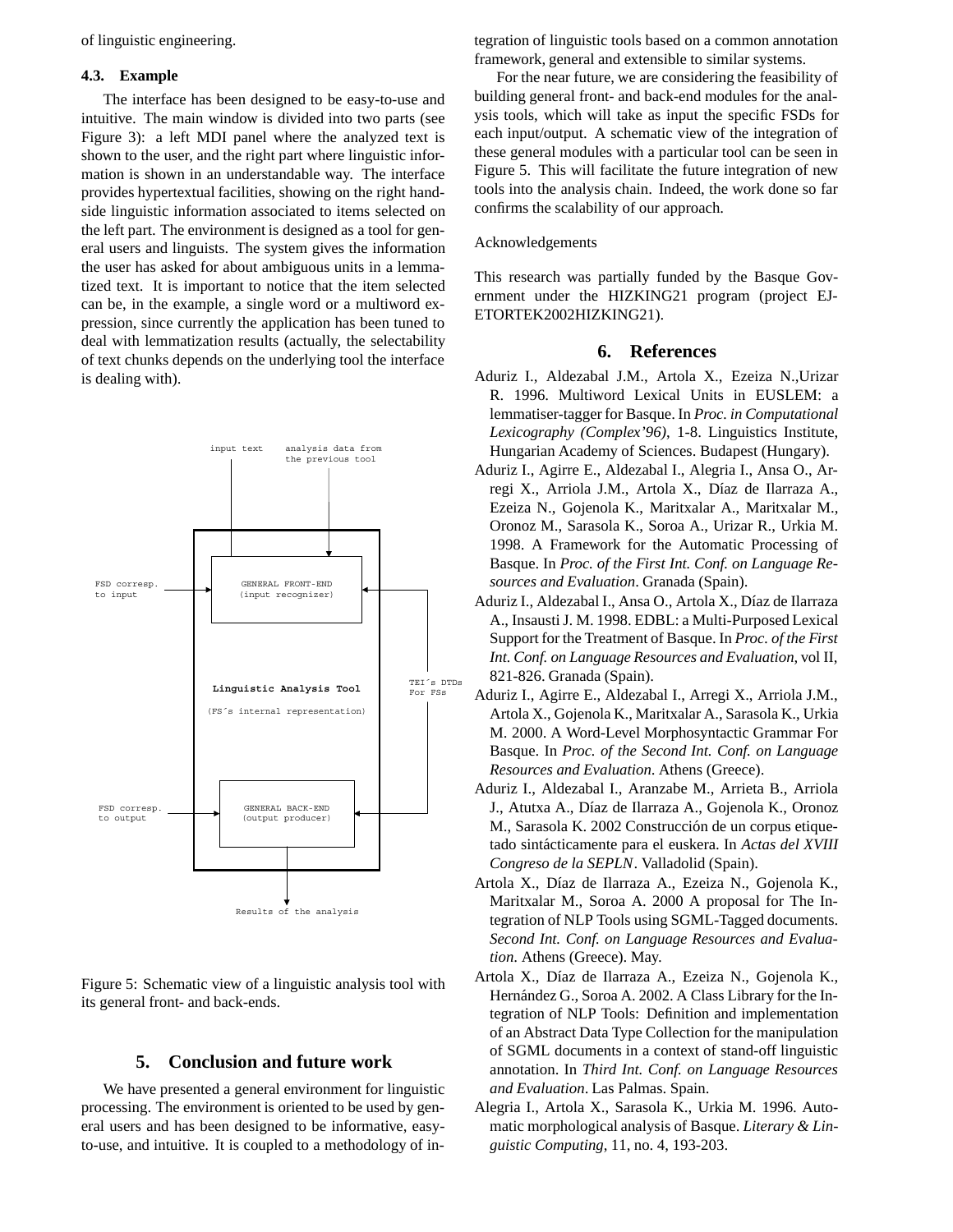of linguistic engineering.

### 4.3. Example

The interface has been designed to be easy-to-use and intuitive. The main window is divided into two parts (see Figure 3): a left MDI panel where the analyzed text is shown to the user, and the right part where linguistic information is shown in an understandable way. The interface provides hypertextual facilities, showing on the right hand-side linguistic information associated to items selected on the left part. The environment is designed as a tool for general users and linguists. The system gives the information the user has asked for about ambiguous units in a lemmatized text. It is important to notice that the item selected can be, in the example, a single word or a multiword expression, since currently the application has been tuned to deal with lemmatization results (actually, the selectability of text chunks depends on the underlying tool the interface is dealing with).

Figure 5: Schematic view of a linguistic analysis tool with its general front- and back-ends.

## 5. Conclusion and future work

We have presented a general environment for linguistic processing. The environment is oriented to be used by general users and has been designed to be informative, easy-to-use, and intuitive. It is coupled to a methodology of integration of linguistic tools based on a common annotation framework, general and extensible to similar systems.

For the near future, we are considering the feasibility of building general front- and back-end modules for the analysis tools, which will take as input the specific FSDs for each input/output. A schematic view of the integration of these general modules with a particular tool can be seen in Figure 5. This will facilitate the future integration of new tools into the analysis chain. Indeed, the work done so far confirms the scalability of our approach.

Acknowledgements

This research was partially funded by the Basque Government under the HIZKING21 program (project EJ-ETORTEK2002HIZKING21).

## 6. References

Aduriz I., Aldezabal J.M., Artola X., Ezeiza N.,Urizar R. 1996. Multiword Lexical Units in EUSLEM: a lemmatiser-tagger for Basque. In *Proc. in Computational Lexicography (Complex'96)*, 1-8. Linguistics Institute, Hungarian Academy of Sciences. Budapest (Hungary).

Aduriz I., Agirre E., Aldezabal I., Alegria I., Ansa O., Arregi X., Arriola J.M., Artola X., Díaz de Ilarraza A., Ezeiza N., Gojenola K., Maritxalar A., Maritxalar M., Oronoz M., Sarasola K., Soroa A., Urizar R., Urkia M. 1998. A Framework for the Automatic Processing of Basque. In *Proc. of the First Int. Conf. on Language Resources and Evaluation*. Granada (Spain).

Aduriz I., Aldezabal I., Ansa O., Artola X., Díaz de Ilarraza A., Insausti J. M. 1998. EDBL: a Multi-Purposed Lexical Support for the Treatment of Basque. In *Proc. of the First Int. Conf. on Language Resources and Evaluation*, vol II, 821-826. Granada (Spain).

Aduriz I., Agirre E., Aldezabal I., Arregi X., Arriola J.M., Artola X., Gojenola K., Maritxalar A., Sarasola K., Urkia M. 2000. A Word-Level Morphosyntactic Grammar For Basque. In *Proc. of the Second Int. Conf. on Language Resources and Evaluation*. Athens (Greece).

Aduriz I., Aldezabal I., Aranzabe M., Arrieta B., Arriola J., Atutxa A., Díaz de Ilarraza A., Gojenola K., Oronoz M., Sarasola K. 2002 Construcción de un corpus etiquetado sintácticamente para el euskera. In *Actas del XVIII Congreso de la SEPLN*. Valladolid (Spain).

Artola X., Díaz de Ilarraza A., Ezeiza N., Gojenola K., Maritxalar M., Soroa A. 2000 A proposal for The Integration of NLP Tools using SGML-Tagged documents. *Second Int. Conf. on Language Resources and Evaluation*. Athens (Greece). May.

Artola X., Díaz de Ilarraza A., Ezeiza N., Gojenola K., Hernández G., Soroa A. 2002. A Class Library for the Integration of NLP Tools: Definition and implementation of an Abstract Data Type Collection for the manipulation of SGML documents in a context of stand-off linguistic annotation. In *Third Int. Conf. on Language Resources and Evaluation*. Las Palmas. Spain.

Alegria I., Artola X., Sarasola K., Urkia M. 1996. Automatic morphological analysis of Basque. *Literary & Linguistic Computing*, 11, no. 4, 193-203.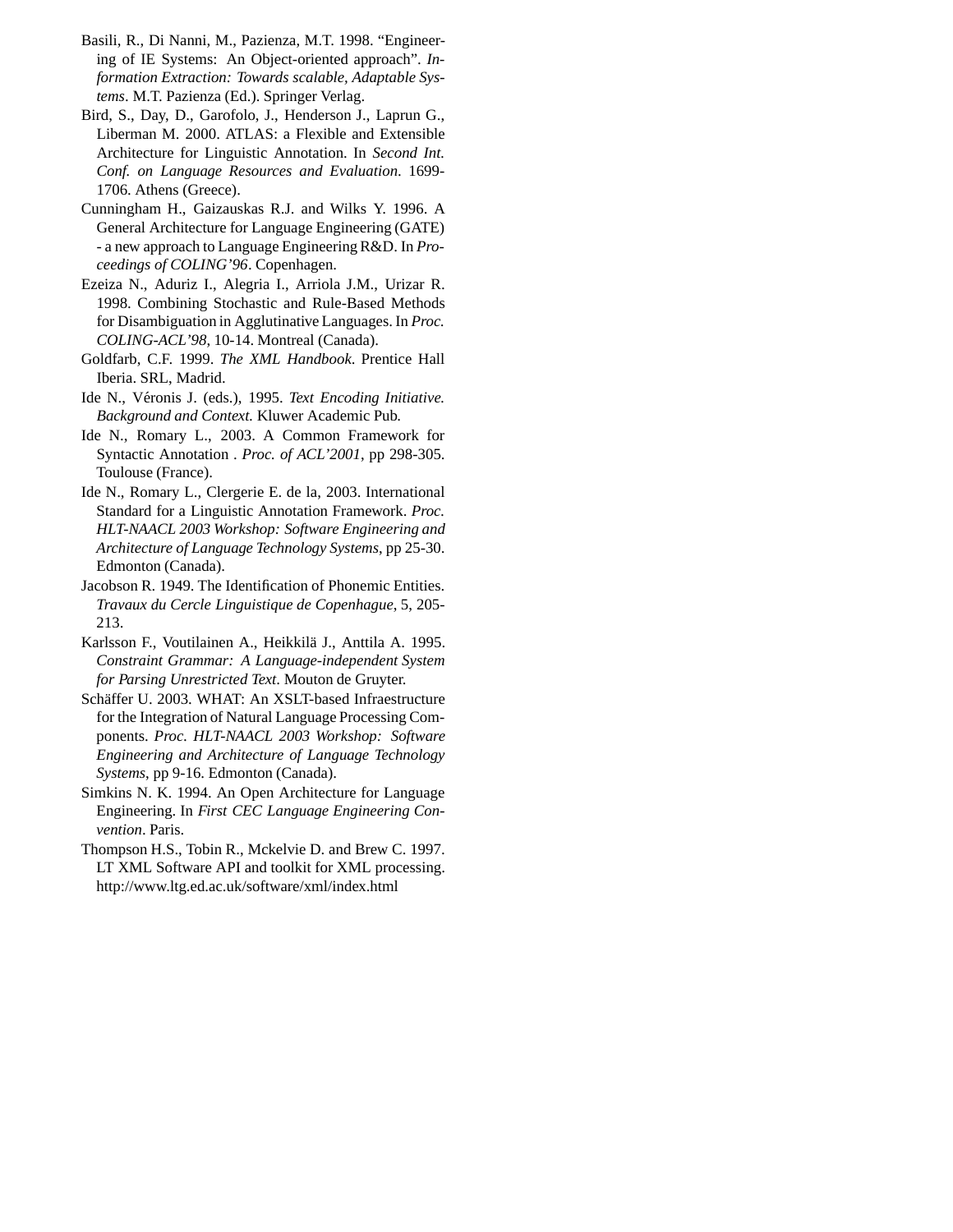Basili, R., Di Nanni, M., Pazienza, M.T. 1998. “Engineering of IE Systems: An Object-oriented approach”. *Information Extraction: Towards scalable, Adaptable Systems*. M.T. Pazienza (Ed.). Springer Verlag.

Bird, S., Day, D., Garofolo, J., Henderson J., Laprun G., Liberman M. 2000. ATLAS: a Flexible and Extensible Architecture for Linguistic Annotation. In *Second Int. Conf. on Language Resources and Evaluation*. 1699-1706. Athens (Greece).

Cunningham H., Gaizauskas R.J. and Wilks Y. 1996. A General Architecture for Language Engineering (GATE) - a new approach to Language Engineering R&D. In *Proceedings of COLING’96*. Copenhagen.

Ezeiza N., Aduriz I., Alegria I., Arriola J.M., Urizar R. 1998. Combining Stochastic and Rule-Based Methods for Disambiguation in Agglutinative Languages. In *Proc. COLING-ACL’98*, 10-14. Montreal (Canada).

Goldfarb, C.F. 1999. *The XML Handbook*. Prentice Hall Iberia. SRL, Madrid.

Ide N., Véronis J. (eds.), 1995. *Text Encoding Initiative. Background and Context.* Kluwer Academic Pub.

Ide N., Romary L., 2003. A Common Framework for Syntactic Annotation . *Proc. of ACL’2001*, pp 298-305. Toulouse (France).

Ide N., Romary L., Clergerie E. de la, 2003. International Standard for a Linguistic Annotation Framework. *Proc. HLT-NAACL 2003 Workshop: Software Engineering and Architecture of Language Technology Systems*, pp 25-30. Edmonton (Canada).

Jacobson R. 1949. The Identification of Phonemic Entities. *Travaux du Cercle Linguistique de Copenhague*, 5, 205-213.

Karlsson F., Voutilainen A., Heikkilä J., Anttila A. 1995. *Constraint Grammar: A Language-independent System for Parsing Unrestricted Text*. Mouton de Gruyter.

Schäffer U. 2003. WHAT: An XSLT-based Infraestructure for the Integration of Natural Language Processing Components. *Proc. HLT-NAACL 2003 Workshop: Software Engineering and Architecture of Language Technology Systems*, pp 9-16. Edmonton (Canada).

Simkins N. K. 1994. An Open Architecture for Language Engineering. In *First CEC Language Engineering Convention*. Paris.

Thompson H.S., Tobin R., Mckelvie D. and Brew C. 1997. LT XML Software API and toolkit for XML processing. http://www.ltg.ed.ac.uk/software/xml/index.html